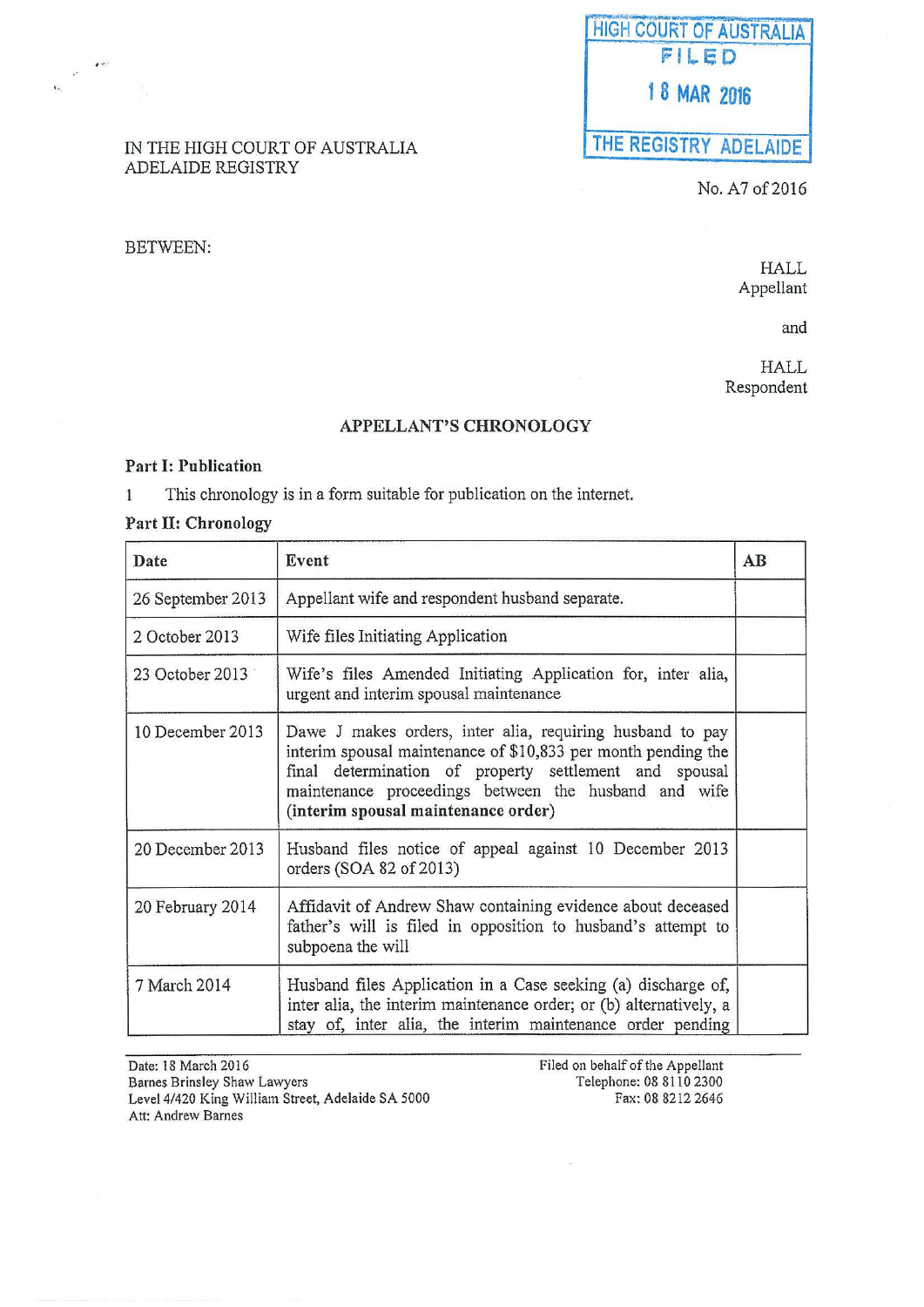HIGH COURT OF AUSTRALIA
FILED
18 MAR 2016
THE REGISTRY ADELAIDE

IN THE HIGH COURT OF AUSTRALIA
ADELAIDE REGISTRY

No. A7 of 2016

BETWEEN:

HALL
Appellant

and

HALL
Respondent

## APPELLANT'S CHRONOLOGY

### Part I: Publication

1 This chronology is in a form suitable for publication on the internet.

### Part II: Chronology

| Date | Event | AB |
|---|---|---|
| 26 September 2013 | Appellant wife and respondent husband separate. | |
| 2 October 2013 | Wife files Initiating Application | |
| 23 October 2013 | Wife's files Amended Initiating Application for, inter alia, urgent and interim spousal maintenance | |
| 10 December 2013 | Dawe J makes orders, inter alia, requiring husband to pay interim spousal maintenance of $10,833 per month pending the final determination of property settlement and spousal maintenance proceedings between the husband and wife (**interim spousal maintenance order**) | |
| 20 December 2013 | Husband files notice of appeal against 10 December 2013 orders (SOA 82 of 2013) | |
| 20 February 2014 | Affidavit of Andrew Shaw containing evidence about deceased father's will is filed in opposition to husband's attempt to subpoena the will | |
| 7 March 2014 | Husband files Application in a Case seeking (a) discharge of, inter alia, the interim maintenance order; or (b) alternatively, a stay of, inter alia, the interim maintenance order pending | |

Date: 18 March 2016
Barnes Brinsley Shaw Lawyers
Level 4/420 King William Street, Adelaide SA 5000
Att: Andrew Barnes

Filed on behalf of the Appellant
Telephone: 08 8110 2300
Fax: 08 8212 2646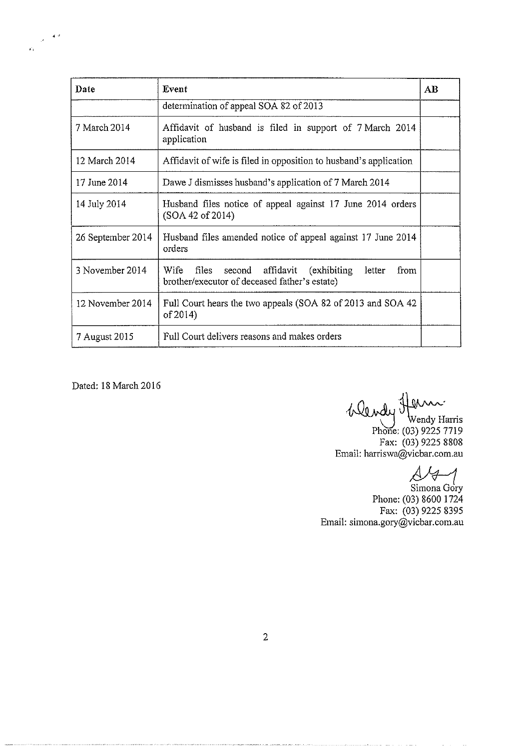| Date | Event | AB |
|---|---|---|
| | determination of appeal SOA 82 of 2013 | |
| 7 March 2014 | Affidavit of husband is filed in support of 7 March 2014 application | |
| 12 March 2014 | Affidavit of wife is filed in opposition to husband's application | |
| 17 June 2014 | Dawe J dismisses husband's application of 7 March 2014 | |
| 14 July 2014 | Husband files notice of appeal against 17 June 2014 orders (SOA 42 of 2014) | |
| 26 September 2014 | Husband files amended notice of appeal against 17 June 2014 orders | |
| 3 November 2014 | Wife files second affidavit (exhibiting letter from brother/executor of deceased father's estate) | |
| 12 November 2014 | Full Court hears the two appeals (SOA 82 of 2013 and SOA 42 of 2014) | |
| 7 August 2015 | Full Court delivers reasons and makes orders | |

Dated: 18 March 2016

Wendy Harris
Phone: (03) 9225 7719
Fax: (03) 9225 8808
Email: harriswa@vicbar.com.au

Simona Gory
Phone: (03) 8600 1724
Fax: (03) 9225 8395
Email: simona.gory@vicbar.com.au